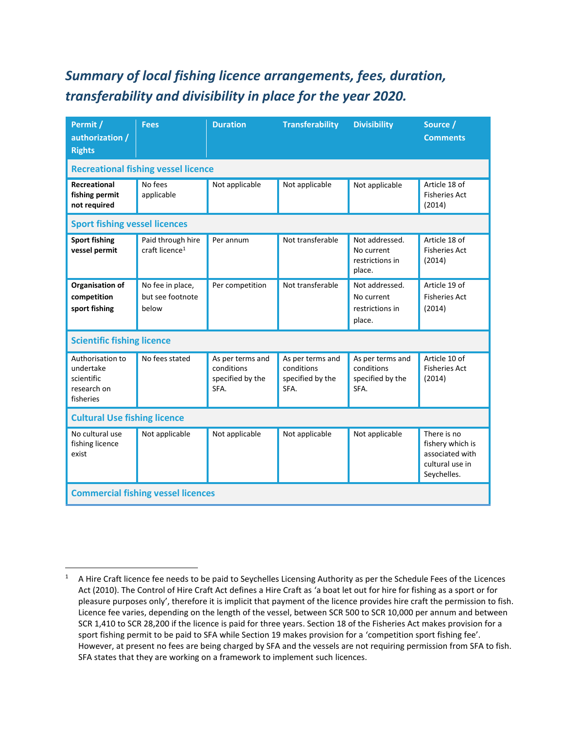## *Summary of local fishing licence arrangements, fees, duration, transferability and divisibility in place for the year 2020.*

| Permit / authorization / Rights | Fees | Duration | Transferability | Divisibility | Source / Comments |
|---|---|---|---|---|---|
| **Recreational fishing vessel licence** | | | | | |
| **Recreational fishing permit not required** | No fees applicable | Not applicable | Not applicable | Not applicable | Article 18 of Fisheries Act (2014) |
| **Sport fishing vessel licences** | | | | | |
| **Sport fishing vessel permit** | Paid through hire craft licence[1] | Per annum | Not transferable | Not addressed. No current restrictions in place. | Article 18 of Fisheries Act (2014) |
| **Organisation of competition sport fishing** | No fee in place, but see footnote below | Per competition | Not transferable | Not addressed. No current restrictions in place. | Article 19 of Fisheries Act (2014) |
| **Scientific fishing licence** | | | | | |
| Authorisation to undertake scientific research on fisheries | No fees stated | As per terms and conditions specified by the SFA. | As per terms and conditions specified by the SFA. | As per terms and conditions specified by the SFA. | Article 10 of Fisheries Act (2014) |
| **Cultural Use fishing licence** | | | | | |
| No cultural use fishing licence exist | Not applicable | Not applicable | Not applicable | Not applicable | There is no fishery which is associated with cultural use in Seychelles. |
| **Commercial fishing vessel licences** | | | | | |

[1] A Hire Craft licence fee needs to be paid to Seychelles Licensing Authority as per the Schedule Fees of the Licences Act (2010). The Control of Hire Craft Act defines a Hire Craft as 'a boat let out for hire for fishing as a sport or for pleasure purposes only', therefore it is implicit that payment of the licence provides hire craft the permission to fish. Licence fee varies, depending on the length of the vessel, between SCR 500 to SCR 10,000 per annum and between SCR 1,410 to SCR 28,200 if the licence is paid for three years. Section 18 of the Fisheries Act makes provision for a sport fishing permit to be paid to SFA while Section 19 makes provision for a 'competition sport fishing fee'. However, at present no fees are being charged by SFA and the vessels are not requiring permission from SFA to fish. SFA states that they are working on a framework to implement such licences.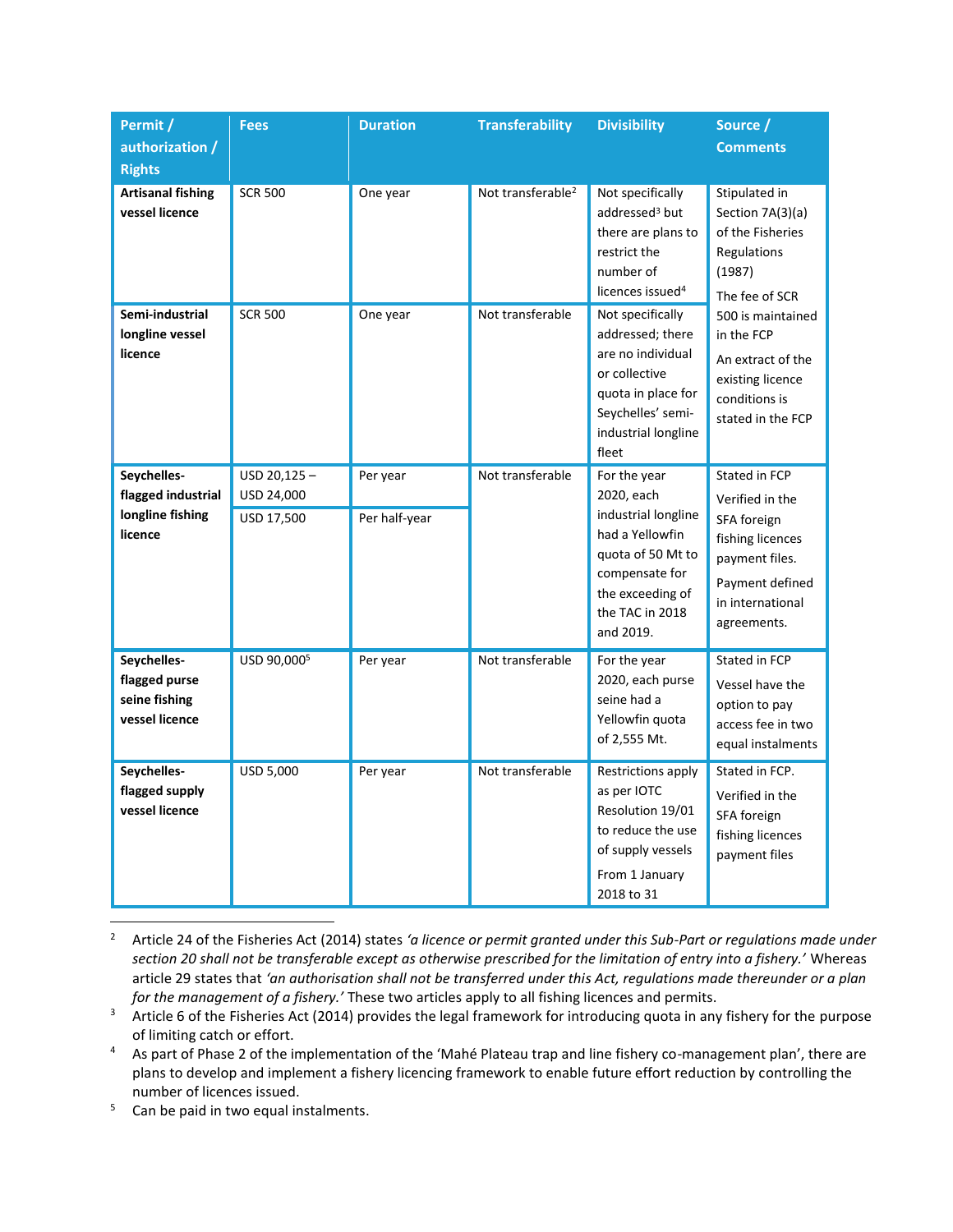| Permit / authorization / Rights | Fees | Duration | Transferability | Divisibility | Source / Comments |
|---|---|---|---|---|---|
| **Artisanal fishing vessel licence** | SCR 500 | One year | Not transferable[2] | Not specifically addressed[3] but there are plans to restrict the number of licences issued[4] | Stipulated in Section 7A(3)(a) of the Fisheries Regulations (1987) The fee of SCR 500 is maintained in the FCP An extract of the existing licence conditions is stated in the FCP |
| **Semi-industrial longline vessel licence** | SCR 500 | One year | Not transferable | Not specifically addressed; there are no individual or collective quota in place for Seychelles' semi-industrial longline fleet | |
| **Seychelles-flagged industrial longline fishing licence** | USD 20,125 – USD 24,000<br>USD 17,500 | Per year<br>Per half-year | Not transferable | For the year 2020, each industrial longline had a Yellowfin quota of 50 Mt to compensate for the exceeding of the TAC in 2018 and 2019. | Stated in FCP Verified in the SFA foreign fishing licences payment files. Payment defined in international agreements. |
| **Seychelles-flagged purse seine fishing vessel licence** | USD 90,000[5] | Per year | Not transferable | For the year 2020, each purse seine had a Yellowfin quota of 2,555 Mt. | Stated in FCP Vessel have the option to pay access fee in two equal instalments |
| **Seychelles-flagged supply vessel licence** | USD 5,000 | Per year | Not transferable | Restrictions apply as per IOTC Resolution 19/01 to reduce the use of supply vessels From 1 January 2018 to 31 | Stated in FCP. Verified in the SFA foreign fishing licences payment files |

[2] Article 24 of the Fisheries Act (2014) states *'a licence or permit granted under this Sub-Part or regulations made under section 20 shall not be transferable except as otherwise prescribed for the limitation of entry into a fishery.'* Whereas article 29 states that *'an authorisation shall not be transferred under this Act, regulations made thereunder or a plan for the management of a fishery.'* These two articles apply to all fishing licences and permits.

[3] Article 6 of the Fisheries Act (2014) provides the legal framework for introducing quota in any fishery for the purpose of limiting catch or effort.

[4] As part of Phase 2 of the implementation of the 'Mahé Plateau trap and line fishery co-management plan', there are plans to develop and implement a fishery licencing framework to enable future effort reduction by controlling the number of licences issued.

[5] Can be paid in two equal instalments.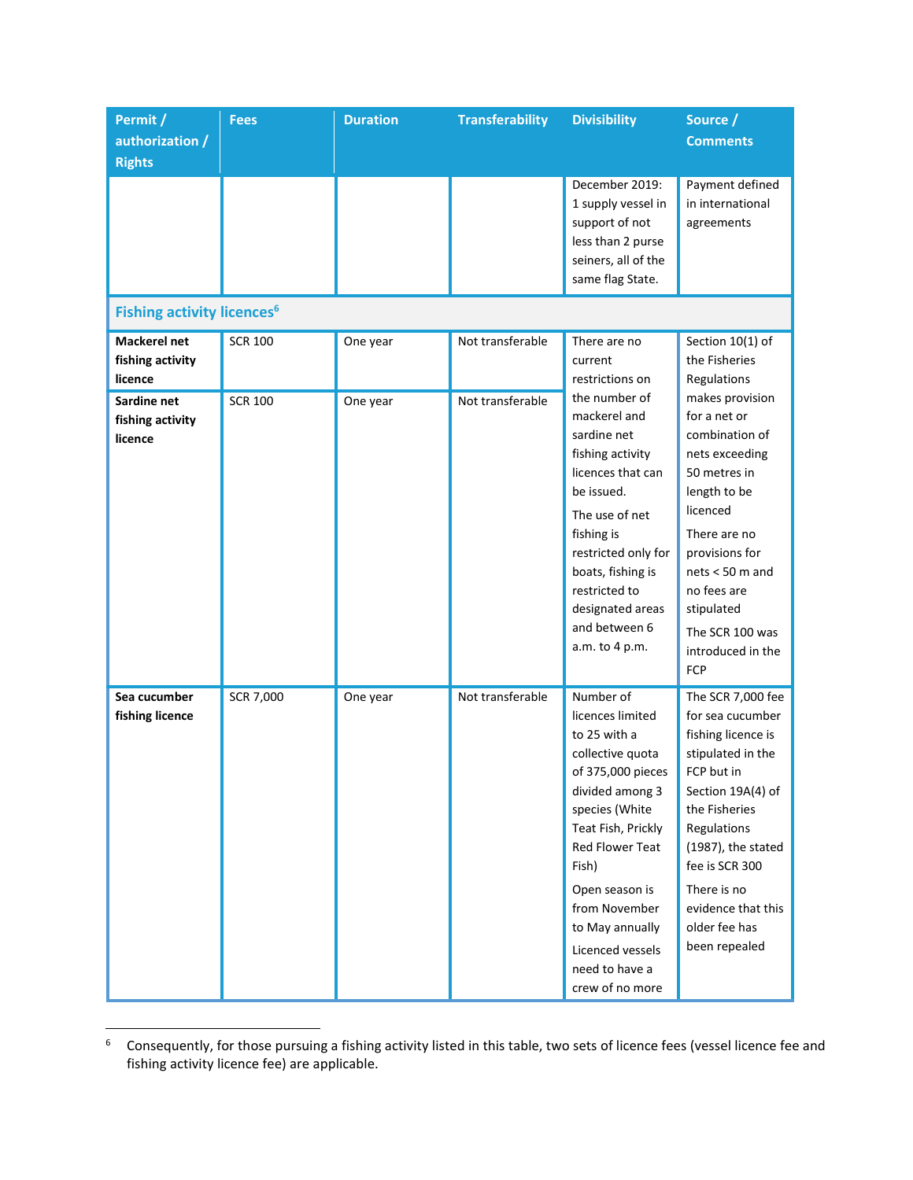| Permit / authorization / Rights | Fees | Duration | Transferability | Divisibility | Source / Comments |
|---|---|---|---|---|---|
| | | | | December 2019: 1 supply vessel in support of not less than 2 purse seiners, all of the same flag State. | Payment defined in international agreements |
| **Fishing activity licences**[6] | | | | | |
| **Mackerel net fishing activity licence** | SCR 100 | One year | Not transferable | There are no current restrictions on the number of mackerel and sardine net fishing activity licences that can be issued. The use of net fishing is restricted only for boats, fishing is restricted to designated areas and between 6 a.m. to 4 p.m. | Section 10(1) of the Fisheries Regulations makes provision for a net or combination of nets exceeding 50 metres in length to be licenced. There are no provisions for nets < 50 m and no fees are stipulated. The SCR 100 was introduced in the FCP |
| **Sardine net fishing activity licence** | SCR 100 | One year | Not transferable | | |
| **Sea cucumber fishing licence** | SCR 7,000 | One year | Not transferable | Number of licences limited to 25 with a collective quota of 375,000 pieces divided among 3 species (White Teat Fish, Prickly Red Flower Teat Fish) Open season is from November to May annually Licenced vessels need to have a crew of no more | The SCR 7,000 fee for sea cucumber fishing licence is stipulated in the FCP but in Section 19A(4) of the Fisheries Regulations (1987), the stated fee is SCR 300 There is no evidence that this older fee has been repealed |

[6] Consequently, for those pursuing a fishing activity listed in this table, two sets of licence fees (vessel licence fee and fishing activity licence fee) are applicable.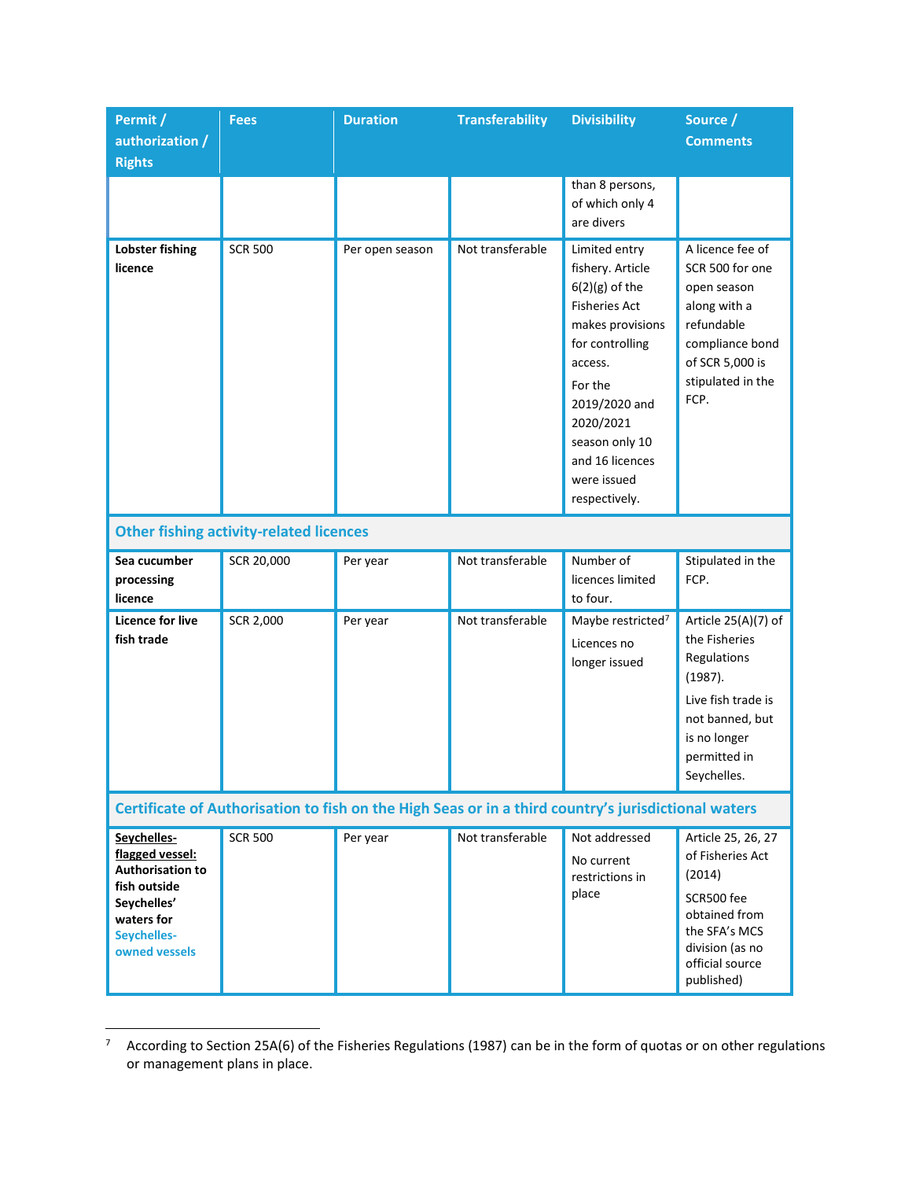| Permit / authorization / Rights | Fees | Duration | Transferability | Divisibility | Source / Comments |
|---|---|---|---|---|---|
| | | | | than 8 persons, of which only 4 are divers | |
| **Lobster fishing licence** | SCR 500 | Per open season | Not transferable | Limited entry fishery. Article 6(2)(g) of the Fisheries Act makes provisions for controlling access. For the 2019/2020 and 2020/2021 season only 10 and 16 licences were issued respectively. | A licence fee of SCR 500 for one open season along with a refundable compliance bond of SCR 5,000 is stipulated in the FCP. |
| **Other fishing activity-related licences** | | | | | |
| **Sea cucumber processing licence** | SCR 20,000 | Per year | Not transferable | Number of licences limited to four. | Stipulated in the FCP. |
| **Licence for live fish trade** | SCR 2,000 | Per year | Not transferable | Maybe restricted[7] Licences no longer issued | Article 25(A)(7) of the Fisheries Regulations (1987). Live fish trade is not banned, but is no longer permitted in Seychelles. |
| **Certificate of Authorisation to fish on the High Seas or in a third country's jurisdictional waters** | | | | | |
| **Seychelles-flagged vessel: Authorisation to fish outside Seychelles' waters for** Seychelles-owned vessels | SCR 500 | Per year | Not transferable | Not addressed No current restrictions in place | Article 25, 26, 27 of Fisheries Act (2014) SCR500 fee obtained from the SFA's MCS division (as no official source published) |

[7] According to Section 25A(6) of the Fisheries Regulations (1987) can be in the form of quotas or on other regulations or management plans in place.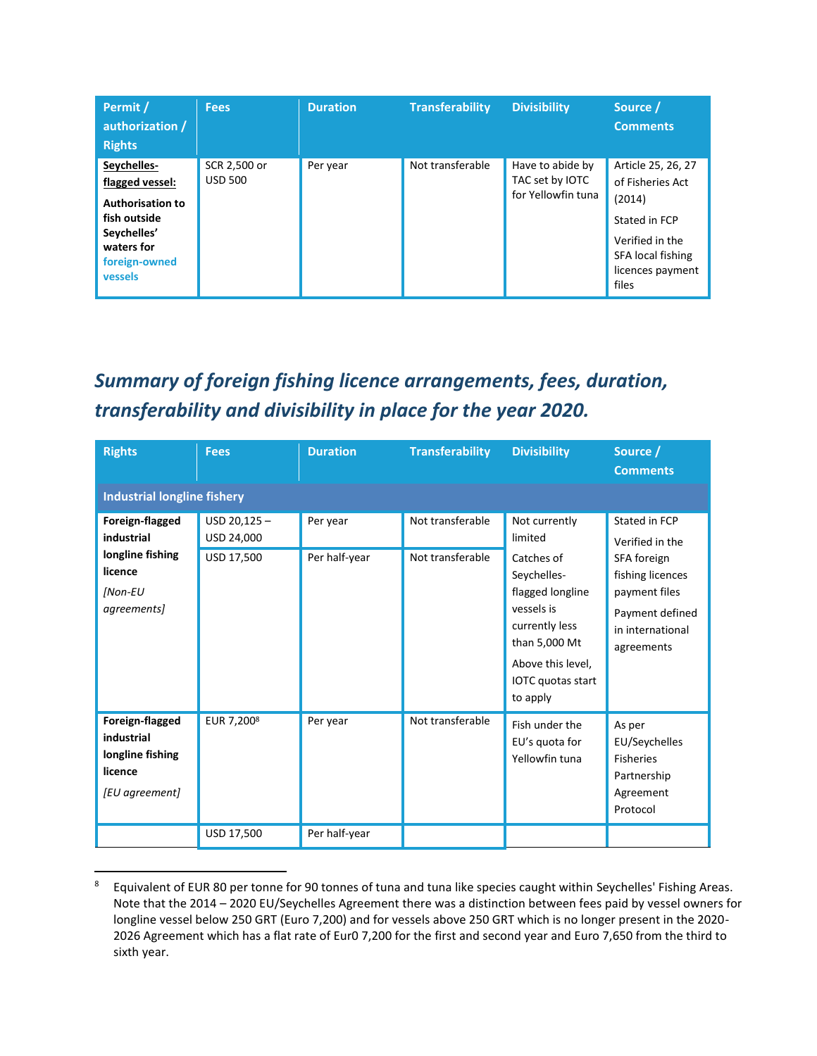| Permit / authorization / Rights | Fees | Duration | Transferability | Divisibility | Source / Comments |
|---|---|---|---|---|---|
| **Seychelles-flagged vessel:** **Authorisation to fish outside Seychelles' waters for foreign-owned vessels** | SCR 2,500 or USD 500 | Per year | Not transferable | Have to abide by TAC set by IOTC for Yellowfin tuna | Article 25, 26, 27 of Fisheries Act (2014) Stated in FCP Verified in the SFA local fishing licences payment files |

## *Summary of foreign fishing licence arrangements, fees, duration, transferability and divisibility in place for the year 2020.*

| Rights | Fees | Duration | Transferability | Divisibility | Source / Comments |
|---|---|---|---|---|---|
| **Industrial longline fishery** | | | | | |
| **Foreign-flagged industrial longline fishing licence** *[Non-EU agreements]* | USD 20,125 – USD 24,000 | Per year | Not transferable | Not currently limited Catches of Seychelles-flagged longline vessels is currently less than 5,000 Mt Above this level, IOTC quotas start to apply | Stated in FCP Verified in the SFA foreign fishing licences payment files Payment defined in international agreements |
| | USD 17,500 | Per half-year | Not transferable | | |
| **Foreign-flagged industrial longline fishing licence** *[EU agreement]* | EUR 7,200[8] | Per year | Not transferable | Fish under the EU's quota for Yellowfin tuna | As per EU/Seychelles Fisheries Partnership Agreement Protocol |
| | USD 17,500 | Per half-year | | | |

[8] Equivalent of EUR 80 per tonne for 90 tonnes of tuna and tuna like species caught within Seychelles' Fishing Areas. Note that the 2014 – 2020 EU/Seychelles Agreement there was a distinction between fees paid by vessel owners for longline vessel below 250 GRT (Euro 7,200) and for vessels above 250 GRT which is no longer present in the 2020-2026 Agreement which has a flat rate of Eur0 7,200 for the first and second year and Euro 7,650 from the third to sixth year.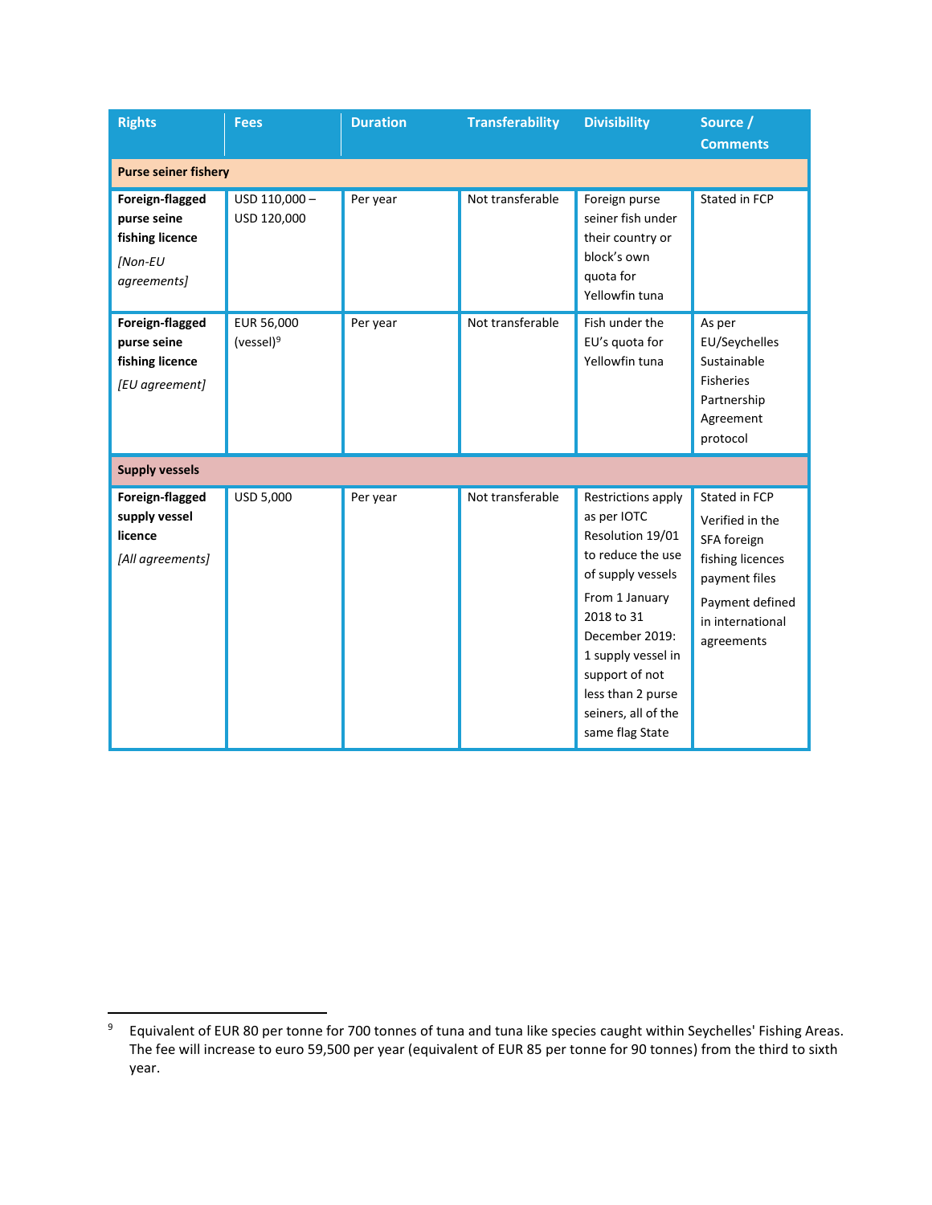| Rights | Fees | Duration | Transferability | Divisibility | Source / Comments |
|---|---|---|---|---|---|
| **Purse seiner fishery** | | | | | |
| **Foreign-flagged purse seine fishing licence** *[Non-EU agreements]* | USD 110,000 – USD 120,000 | Per year | Not transferable | Foreign purse seiner fish under their country or block's own quota for Yellowfin tuna | Stated in FCP |
| **Foreign-flagged purse seine fishing licence** *[EU agreement]* | EUR 56,000 (vessel)[9] | Per year | Not transferable | Fish under the EU's quota for Yellowfin tuna | As per EU/Seychelles Sustainable Fisheries Partnership Agreement protocol |
| **Supply vessels** | | | | | |
| **Foreign-flagged supply vessel licence** *[All agreements]* | USD 5,000 | Per year | Not transferable | Restrictions apply as per IOTC Resolution 19/01 to reduce the use of supply vessels<br>From 1 January 2018 to 31 December 2019: 1 supply vessel in support of not less than 2 purse seiners, all of the same flag State | Stated in FCP<br>Verified in the SFA foreign fishing licences payment files<br>Payment defined in international agreements |

[9] Equivalent of EUR 80 per tonne for 700 tonnes of tuna and tuna like species caught within Seychelles' Fishing Areas. The fee will increase to euro 59,500 per year (equivalent of EUR 85 per tonne for 90 tonnes) from the third to sixth year.